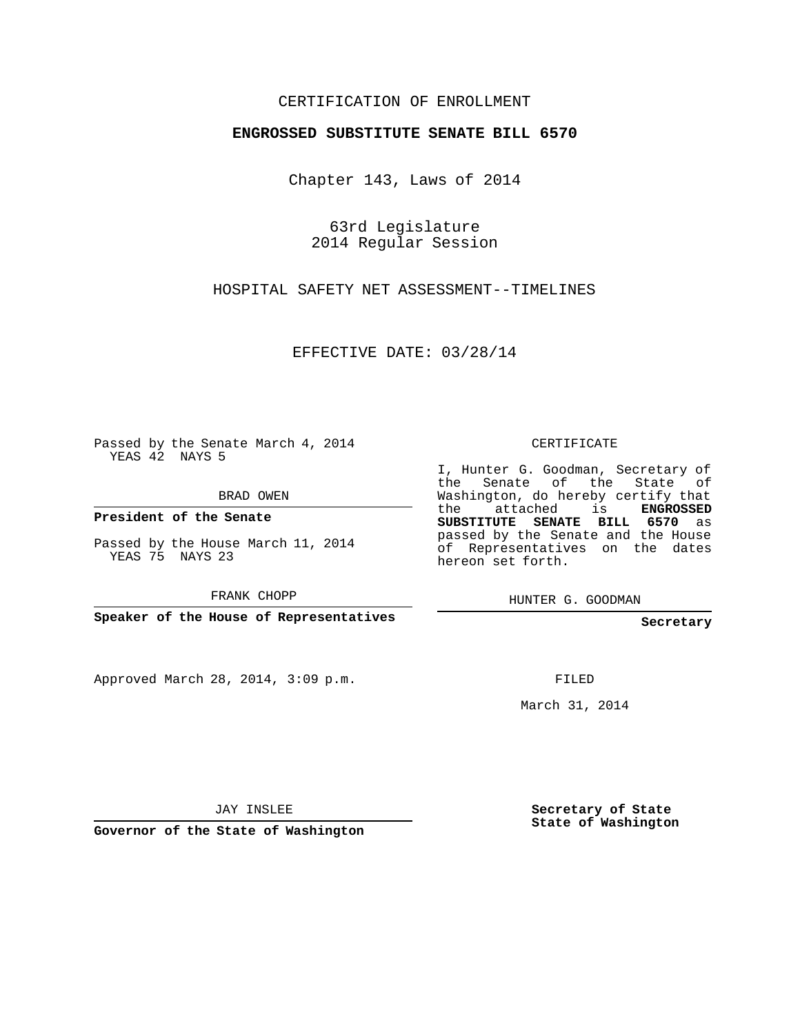CERTIFICATION OF ENROLLMENT

**ENGROSSED SUBSTITUTE SENATE BILL 6570**

Chapter 143, Laws of 2014

63rd Legislature
2014 Regular Session

HOSPITAL SAFETY NET ASSESSMENT--TIMELINES

EFFECTIVE DATE: 03/28/14

Passed by the Senate March 4, 2014
YEAS 42 NAYS 5

BRAD OWEN

**President of the Senate**

Passed by the House March 11, 2014
YEAS 75 NAYS 23

FRANK CHOPP

**Speaker of the House of Representatives**

Approved March 28, 2014, 3:09 p.m.

JAY INSLEE

**Governor of the State of Washington**

CERTIFICATE

I, Hunter G. Goodman, Secretary of the Senate of the State of Washington, do hereby certify that the attached is **ENGROSSED SUBSTITUTE SENATE BILL 6570** as passed by the Senate and the House of Representatives on the dates hereon set forth.

HUNTER G. GOODMAN

**Secretary**

FILED

March 31, 2014

**Secretary of State**
**State of Washington**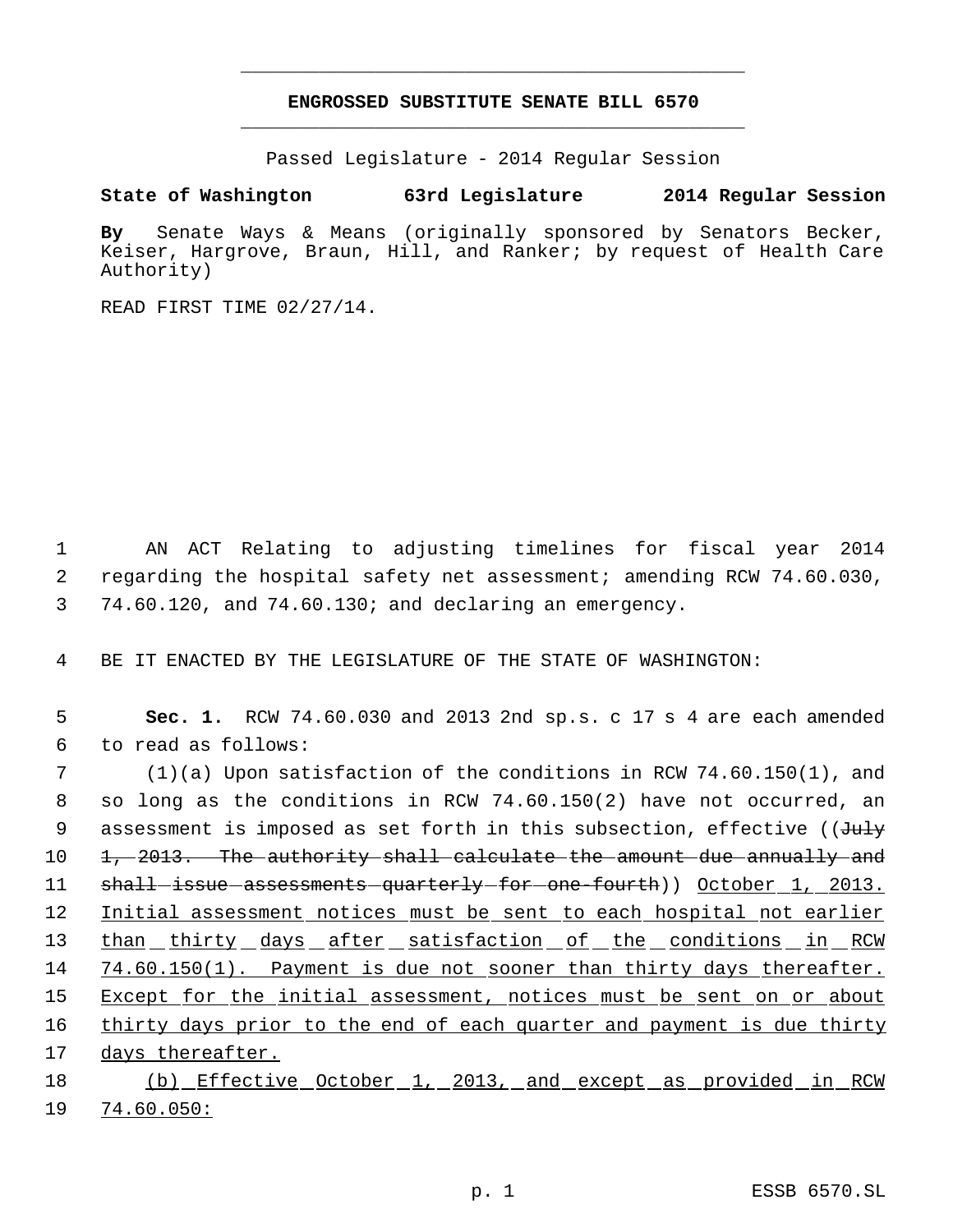# ENGROSSED SUBSTITUTE SENATE BILL 6570

Passed Legislature - 2014 Regular Session

**State of Washington 63rd Legislature 2014 Regular Session**

**By** Senate Ways & Means (originally sponsored by Senators Becker, Keiser, Hargrove, Braun, Hill, and Ranker; by request of Health Care Authority)

READ FIRST TIME 02/27/14.

AN ACT Relating to adjusting timelines for fiscal year 2014 regarding the hospital safety net assessment; amending RCW 74.60.030, 74.60.120, and 74.60.130; and declaring an emergency.

BE IT ENACTED BY THE LEGISLATURE OF THE STATE OF WASHINGTON:

**Sec. 1.** RCW 74.60.030 and 2013 2nd sp.s. c 17 s 4 are each amended to read as follows:

(1)(a) Upon satisfaction of the conditions in RCW 74.60.150(1), and so long as the conditions in RCW 74.60.150(2) have not occurred, an assessment is imposed as set forth in this subsection, effective ((~~July 1, 2013. The authority shall calculate the amount due annually and shall issue assessments quarterly for one-fourth~~)) <u>October 1, 2013. Initial assessment notices must be sent to each hospital not earlier than thirty days after satisfaction of the conditions in RCW 74.60.150(1). Payment is due not sooner than thirty days thereafter. Except for the initial assessment, notices must be sent on or about thirty days prior to the end of each quarter and payment is due thirty days thereafter.</u>

<u>(b) Effective October 1, 2013, and except as provided in RCW 74.60.050:</u>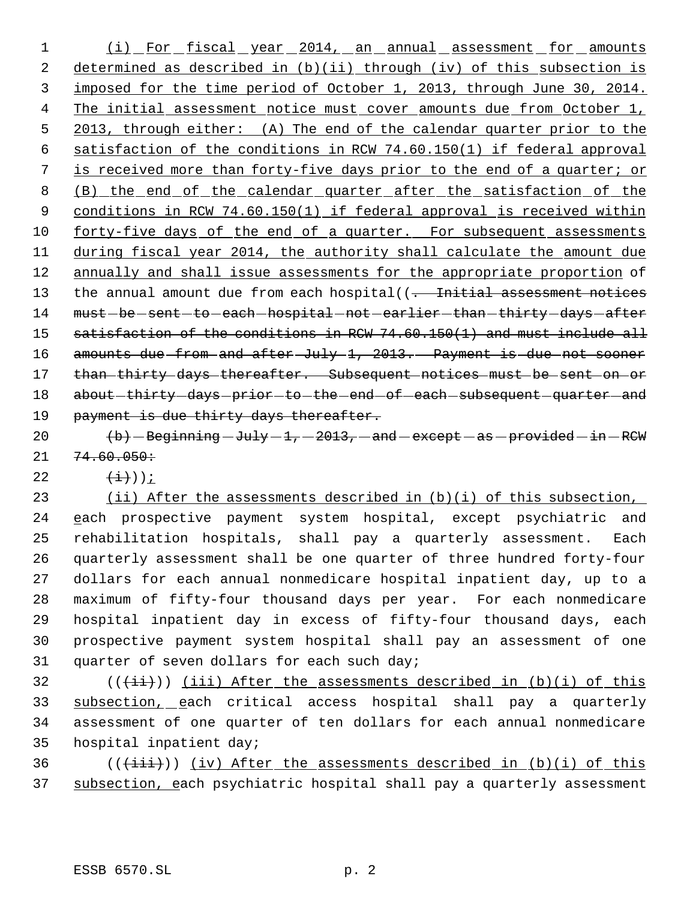(i) For fiscal year 2014, an annual assessment for amounts determined as described in (b)(ii) through (iv) of this subsection is imposed for the time period of October 1, 2013, through June 30, 2014. The initial assessment notice must cover amounts due from October 1, 2013, through either: (A) The end of the calendar quarter prior to the satisfaction of the conditions in RCW 74.60.150(1) if federal approval is received more than forty-five days prior to the end of a quarter; or (B) the end of the calendar quarter after the satisfaction of the conditions in RCW 74.60.150(1) if federal approval is received within forty-five days of the end of a quarter. For subsequent assessments during fiscal year 2014, the authority shall calculate the amount due annually and shall issue assessments for the appropriate proportion of the annual amount due from each hospital((~~. Initial assessment notices must be sent to each hospital not earlier than thirty days after satisfaction of the conditions in RCW 74.60.150(1) and must include all amounts due from and after July 1, 2013. Payment is due not sooner than thirty days thereafter. Subsequent notices must be sent on or about thirty days prior to the end of each subsequent quarter and payment is due thirty days thereafter.~~

~~(b) Beginning July 1, 2013, and except as provided in RCW 74.60.050:~~

~~(i)~~));

(ii) After the assessments described in (b)(i) of this subsection, each prospective payment system hospital, except psychiatric and rehabilitation hospitals, shall pay a quarterly assessment. Each quarterly assessment shall be one quarter of three hundred forty-four dollars for each annual nonmedicare hospital inpatient day, up to a maximum of fifty-four thousand days per year. For each nonmedicare hospital inpatient day in excess of fifty-four thousand days, each prospective payment system hospital shall pay an assessment of one quarter of seven dollars for each such day;

((~~(ii)~~)) (iii) After the assessments described in (b)(i) of this subsection, each critical access hospital shall pay a quarterly assessment of one quarter of ten dollars for each annual nonmedicare hospital inpatient day;

((~~(iii)~~)) (iv) After the assessments described in (b)(i) of this subsection, each psychiatric hospital shall pay a quarterly assessment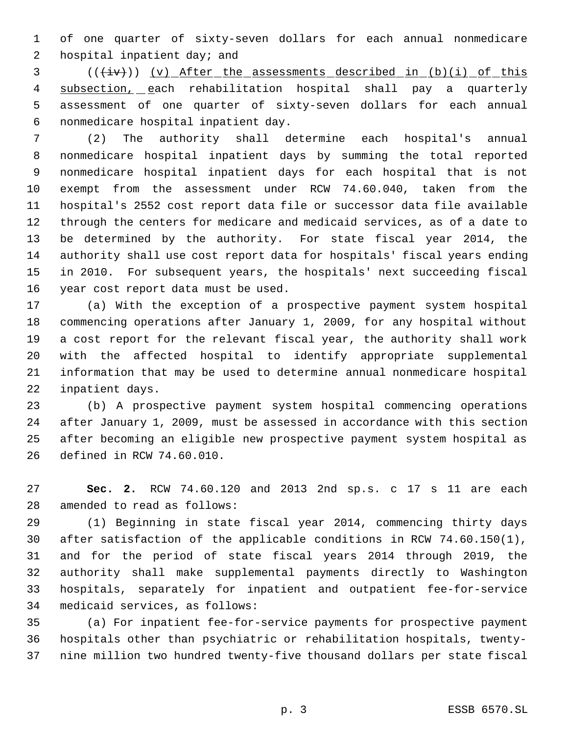of one quarter of sixty-seven dollars for each annual nonmedicare hospital inpatient day; and

((~~(iv)~~)) (v) After the assessments described in (b)(i) of this subsection, each rehabilitation hospital shall pay a quarterly assessment of one quarter of sixty-seven dollars for each annual nonmedicare hospital inpatient day.

(2) The authority shall determine each hospital's annual nonmedicare hospital inpatient days by summing the total reported nonmedicare hospital inpatient days for each hospital that is not exempt from the assessment under RCW 74.60.040, taken from the hospital's 2552 cost report data file or successor data file available through the centers for medicare and medicaid services, as of a date to be determined by the authority. For state fiscal year 2014, the authority shall use cost report data for hospitals' fiscal years ending in 2010. For subsequent years, the hospitals' next succeeding fiscal year cost report data must be used.

(a) With the exception of a prospective payment system hospital commencing operations after January 1, 2009, for any hospital without a cost report for the relevant fiscal year, the authority shall work with the affected hospital to identify appropriate supplemental information that may be used to determine annual nonmedicare hospital inpatient days.

(b) A prospective payment system hospital commencing operations after January 1, 2009, must be assessed in accordance with this section after becoming an eligible new prospective payment system hospital as defined in RCW 74.60.010.

**Sec. 2.** RCW 74.60.120 and 2013 2nd sp.s. c 17 s 11 are each amended to read as follows:

(1) Beginning in state fiscal year 2014, commencing thirty days after satisfaction of the applicable conditions in RCW 74.60.150(1), and for the period of state fiscal years 2014 through 2019, the authority shall make supplemental payments directly to Washington hospitals, separately for inpatient and outpatient fee-for-service medicaid services, as follows:

(a) For inpatient fee-for-service payments for prospective payment hospitals other than psychiatric or rehabilitation hospitals, twenty-nine million two hundred twenty-five thousand dollars per state fiscal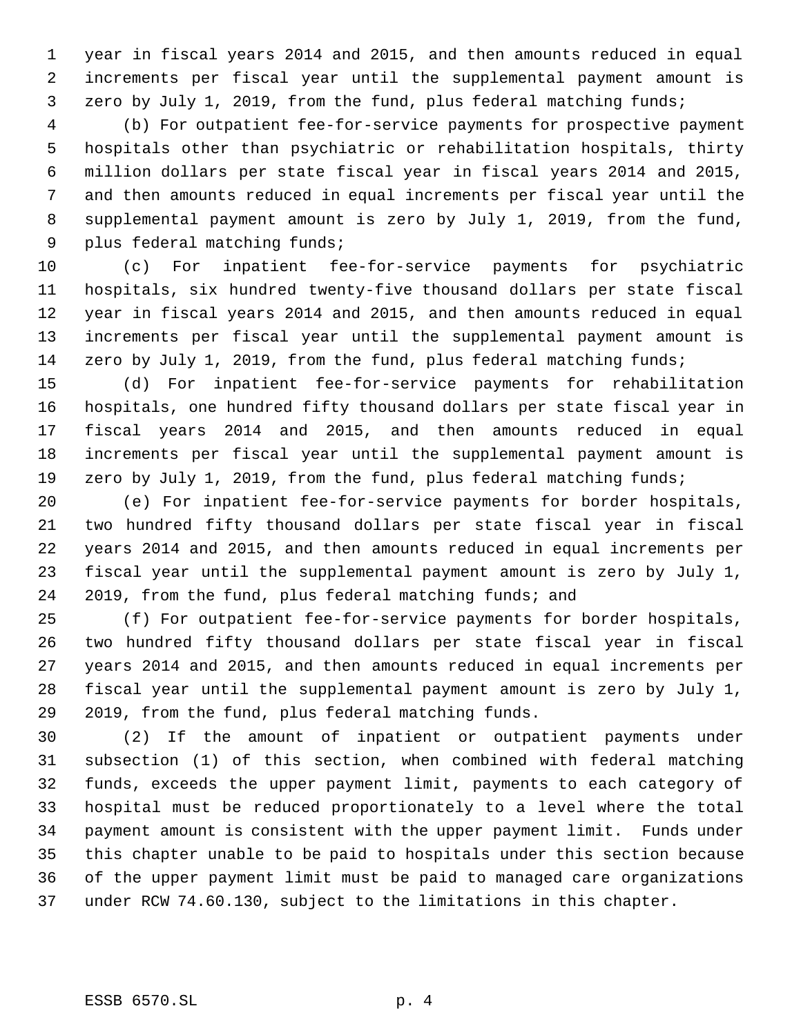year in fiscal years 2014 and 2015, and then amounts reduced in equal increments per fiscal year until the supplemental payment amount is zero by July 1, 2019, from the fund, plus federal matching funds;

(b) For outpatient fee-for-service payments for prospective payment hospitals other than psychiatric or rehabilitation hospitals, thirty million dollars per state fiscal year in fiscal years 2014 and 2015, and then amounts reduced in equal increments per fiscal year until the supplemental payment amount is zero by July 1, 2019, from the fund, plus federal matching funds;

(c) For inpatient fee-for-service payments for psychiatric hospitals, six hundred twenty-five thousand dollars per state fiscal year in fiscal years 2014 and 2015, and then amounts reduced in equal increments per fiscal year until the supplemental payment amount is zero by July 1, 2019, from the fund, plus federal matching funds;

(d) For inpatient fee-for-service payments for rehabilitation hospitals, one hundred fifty thousand dollars per state fiscal year in fiscal years 2014 and 2015, and then amounts reduced in equal increments per fiscal year until the supplemental payment amount is zero by July 1, 2019, from the fund, plus federal matching funds;

(e) For inpatient fee-for-service payments for border hospitals, two hundred fifty thousand dollars per state fiscal year in fiscal years 2014 and 2015, and then amounts reduced in equal increments per fiscal year until the supplemental payment amount is zero by July 1, 2019, from the fund, plus federal matching funds; and

(f) For outpatient fee-for-service payments for border hospitals, two hundred fifty thousand dollars per state fiscal year in fiscal years 2014 and 2015, and then amounts reduced in equal increments per fiscal year until the supplemental payment amount is zero by July 1, 2019, from the fund, plus federal matching funds.

(2) If the amount of inpatient or outpatient payments under subsection (1) of this section, when combined with federal matching funds, exceeds the upper payment limit, payments to each category of hospital must be reduced proportionately to a level where the total payment amount is consistent with the upper payment limit. Funds under this chapter unable to be paid to hospitals under this section because of the upper payment limit must be paid to managed care organizations under RCW 74.60.130, subject to the limitations in this chapter.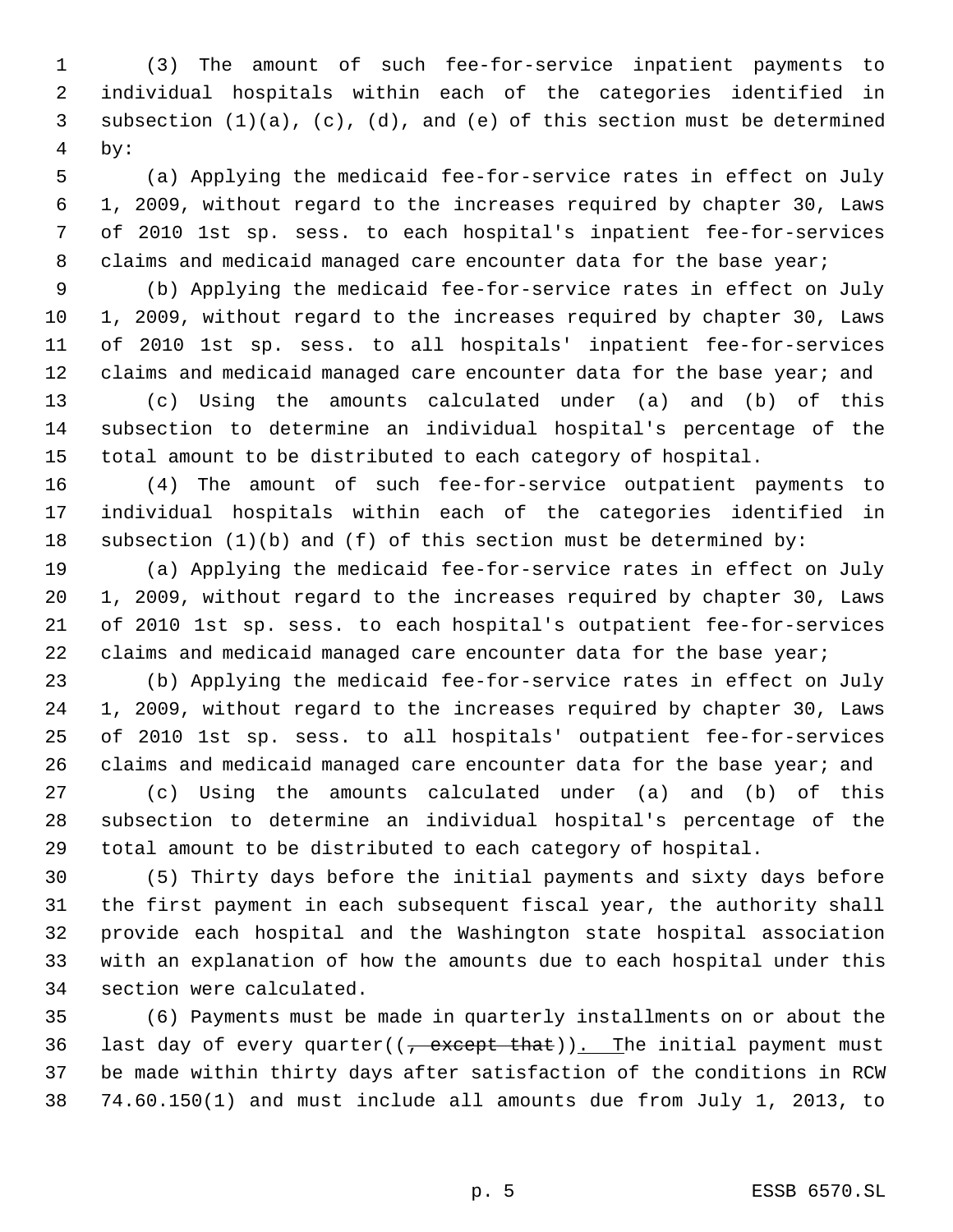(3) The amount of such fee-for-service inpatient payments to individual hospitals within each of the categories identified in subsection (1)(a), (c), (d), and (e) of this section must be determined by:

(a) Applying the medicaid fee-for-service rates in effect on July 1, 2009, without regard to the increases required by chapter 30, Laws of 2010 1st sp. sess. to each hospital's inpatient fee-for-services claims and medicaid managed care encounter data for the base year;

(b) Applying the medicaid fee-for-service rates in effect on July 1, 2009, without regard to the increases required by chapter 30, Laws of 2010 1st sp. sess. to all hospitals' inpatient fee-for-services claims and medicaid managed care encounter data for the base year; and

(c) Using the amounts calculated under (a) and (b) of this subsection to determine an individual hospital's percentage of the total amount to be distributed to each category of hospital.

(4) The amount of such fee-for-service outpatient payments to individual hospitals within each of the categories identified in subsection (1)(b) and (f) of this section must be determined by:

(a) Applying the medicaid fee-for-service rates in effect on July 1, 2009, without regard to the increases required by chapter 30, Laws of 2010 1st sp. sess. to each hospital's outpatient fee-for-services claims and medicaid managed care encounter data for the base year;

(b) Applying the medicaid fee-for-service rates in effect on July 1, 2009, without regard to the increases required by chapter 30, Laws of 2010 1st sp. sess. to all hospitals' outpatient fee-for-services claims and medicaid managed care encounter data for the base year; and

(c) Using the amounts calculated under (a) and (b) of this subsection to determine an individual hospital's percentage of the total amount to be distributed to each category of hospital.

(5) Thirty days before the initial payments and sixty days before the first payment in each subsequent fiscal year, the authority shall provide each hospital and the Washington state hospital association with an explanation of how the amounts due to each hospital under this section were calculated.

(6) Payments must be made in quarterly installments on or about the last day of every quarter((~~, except that~~)). The initial payment must be made within thirty days after satisfaction of the conditions in RCW 74.60.150(1) and must include all amounts due from July 1, 2013, to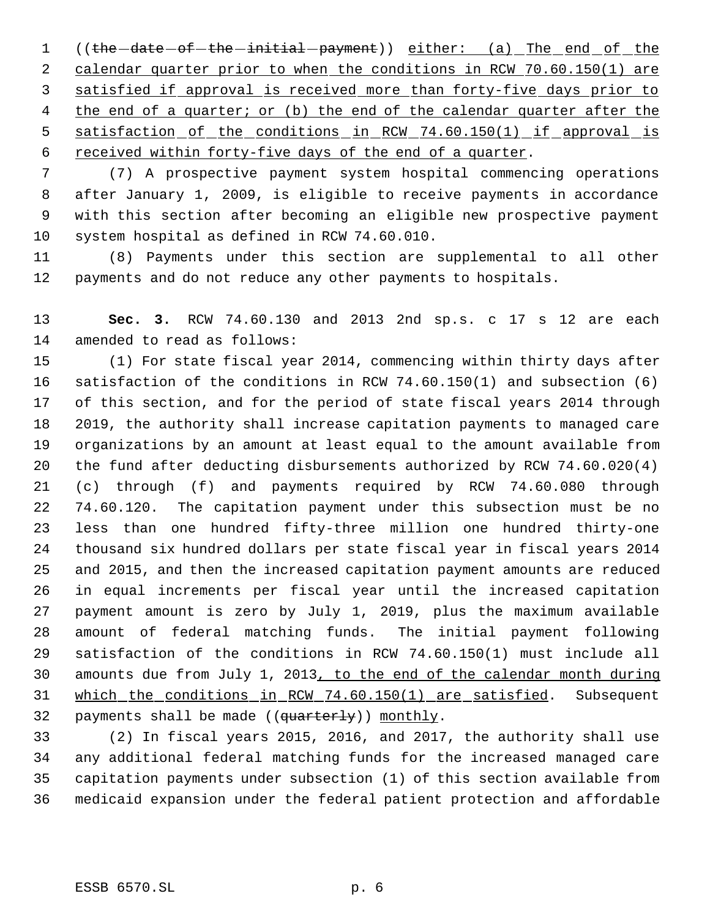((~~the date of the initial payment~~)) <u>either: (a) The end of the calendar quarter prior to when the conditions in RCW 70.60.150(1) are satisfied if approval is received more than forty-five days prior to the end of a quarter; or (b) the end of the calendar quarter after the satisfaction of the conditions in RCW 74.60.150(1) if approval is received within forty-five days of the end of a quarter</u>.

(7) A prospective payment system hospital commencing operations after January 1, 2009, is eligible to receive payments in accordance with this section after becoming an eligible new prospective payment system hospital as defined in RCW 74.60.010.

(8) Payments under this section are supplemental to all other payments and do not reduce any other payments to hospitals.

**Sec. 3.** RCW 74.60.130 and 2013 2nd sp.s. c 17 s 12 are each amended to read as follows:

(1) For state fiscal year 2014, commencing within thirty days after satisfaction of the conditions in RCW 74.60.150(1) and subsection (6) of this section, and for the period of state fiscal years 2014 through 2019, the authority shall increase capitation payments to managed care organizations by an amount at least equal to the amount available from the fund after deducting disbursements authorized by RCW 74.60.020(4)(c) through (f) and payments required by RCW 74.60.080 through 74.60.120. The capitation payment under this subsection must be no less than one hundred fifty-three million one hundred thirty-one thousand six hundred dollars per state fiscal year in fiscal years 2014 and 2015, and then the increased capitation payment amounts are reduced in equal increments per fiscal year until the increased capitation payment amount is zero by July 1, 2019, plus the maximum available amount of federal matching funds. The initial payment following satisfaction of the conditions in RCW 74.60.150(1) must include all amounts due from July 1, 2013<u>, to the end of the calendar month during which the conditions in RCW 74.60.150(1) are satisfied</u>. Subsequent payments shall be made ((~~quarterly~~)) <u>monthly</u>.

(2) In fiscal years 2015, 2016, and 2017, the authority shall use any additional federal matching funds for the increased managed care capitation payments under subsection (1) of this section available from medicaid expansion under the federal patient protection and affordable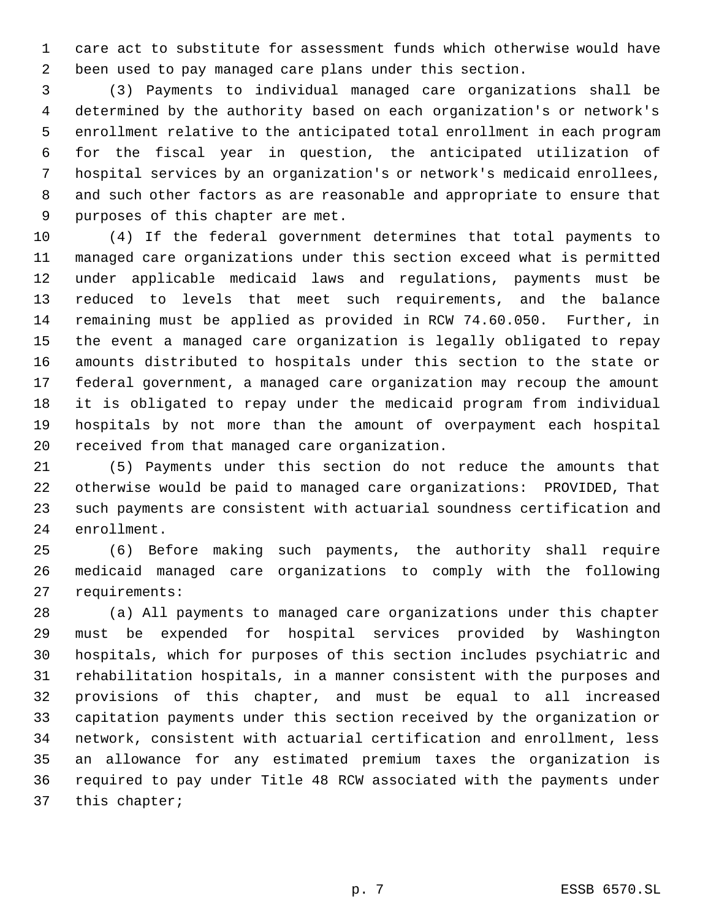care act to substitute for assessment funds which otherwise would have been used to pay managed care plans under this section.

(3) Payments to individual managed care organizations shall be determined by the authority based on each organization's or network's enrollment relative to the anticipated total enrollment in each program for the fiscal year in question, the anticipated utilization of hospital services by an organization's or network's medicaid enrollees, and such other factors as are reasonable and appropriate to ensure that purposes of this chapter are met.

(4) If the federal government determines that total payments to managed care organizations under this section exceed what is permitted under applicable medicaid laws and regulations, payments must be reduced to levels that meet such requirements, and the balance remaining must be applied as provided in RCW 74.60.050. Further, in the event a managed care organization is legally obligated to repay amounts distributed to hospitals under this section to the state or federal government, a managed care organization may recoup the amount it is obligated to repay under the medicaid program from individual hospitals by not more than the amount of overpayment each hospital received from that managed care organization.

(5) Payments under this section do not reduce the amounts that otherwise would be paid to managed care organizations: PROVIDED, That such payments are consistent with actuarial soundness certification and enrollment.

(6) Before making such payments, the authority shall require medicaid managed care organizations to comply with the following requirements:

(a) All payments to managed care organizations under this chapter must be expended for hospital services provided by Washington hospitals, which for purposes of this section includes psychiatric and rehabilitation hospitals, in a manner consistent with the purposes and provisions of this chapter, and must be equal to all increased capitation payments under this section received by the organization or network, consistent with actuarial certification and enrollment, less an allowance for any estimated premium taxes the organization is required to pay under Title 48 RCW associated with the payments under this chapter;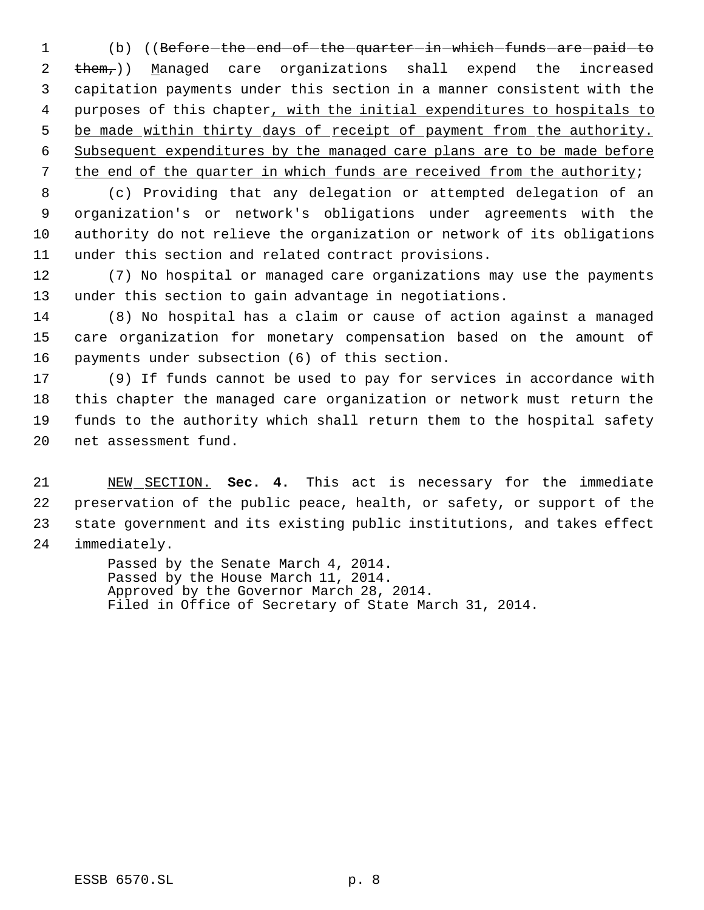(b) ((~~Before the end of the quarter in which funds are paid to them,~~)) Managed care organizations shall expend the increased capitation payments under this section in a manner consistent with the purposes of this chapter, with the initial expenditures to hospitals to be made within thirty days of receipt of payment from the authority. Subsequent expenditures by the managed care plans are to be made before the end of the quarter in which funds are received from the authority;

(c) Providing that any delegation or attempted delegation of an organization's or network's obligations under agreements with the authority do not relieve the organization or network of its obligations under this section and related contract provisions.

(7) No hospital or managed care organizations may use the payments under this section to gain advantage in negotiations.

(8) No hospital has a claim or cause of action against a managed care organization for monetary compensation based on the amount of payments under subsection (6) of this section.

(9) If funds cannot be used to pay for services in accordance with this chapter the managed care organization or network must return the funds to the authority which shall return them to the hospital safety net assessment fund.

NEW SECTION. **Sec. 4.** This act is necessary for the immediate preservation of the public peace, health, or safety, or support of the state government and its existing public institutions, and takes effect immediately.

Passed by the Senate March 4, 2014.
Passed by the House March 11, 2014.
Approved by the Governor March 28, 2014.
Filed in Office of Secretary of State March 31, 2014.